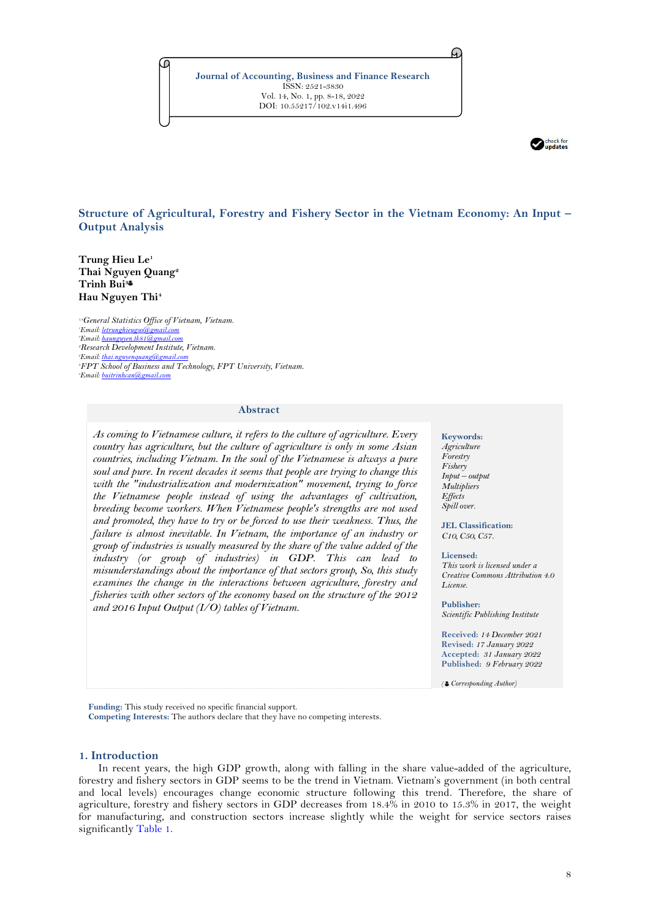Journal of Accounting, Business and Finance Research
ISSN: 2521-3830
Vol. 14, No. 1, pp. 8-18, 2022
DOI: 10.55217/102.v14i1.496

# Structure of Agricultural, Forestry and Fishery Sector in the Vietnam Economy: An Input – Output Analysis

**Trung Hieu Le**[1]
**Thai Nguyen Quang**[2]
**Trinh Bui**[3]♣
**Hau Nguyen Thi**[4]

[1,4]*General Statistics Office of Vietnam, Vietnam.*
[1]*Email: letrunghieugso@gmail.com*
[4]*Email: haunguyen.tk81@gmail.com*
[2]*Research Development Institute, Vietnam.*
[2]*Email: thai.nguyenquang@gmail.com*
[3]*FPT School of Business and Technology, FPT University, Vietnam.*
[3]*Email: buitrinhcan@gmail.com*

## Abstract

*As coming to Vietnamese culture, it refers to the culture of agriculture. Every country has agriculture, but the culture of agriculture is only in some Asian countries, including Vietnam. In the soul of the Vietnamese is always a pure soul and pure. In recent decades it seems that people are trying to change this with the "industrialization and modernization" movement, trying to force the Vietnamese people instead of using the advantages of cultivation, breeding become workers. When Vietnamese people's strengths are not used and promoted, they have to try or be forced to use their weakness. Thus, the failure is almost inevitable. In Vietnam, the importance of an industry or group of industries is usually measured by the share of the value added of the industry (or group of industries) in GDP. This can lead to misunderstandings about the importance of that sectors group, So, this study examines the change in the interactions between agriculture, forestry and fisheries with other sectors of the economy based on the structure of the 2012 and 2016 Input Output (I/O) tables of Vietnam.*

**Keywords:**
*Agriculture*
*Forestry*
*Fishery*
*Input – output*
*Multipliers*
*Effects*
*Spill over.*

**JEL Classification:**
*C10, C50, C57.*

**Licensed:**
*This work is licensed under a Creative Commons Attribution 4.0 License.*

**Publisher:**
*Scientific Publishing Institute*

**Received:** *14 December 2021*
**Revised:** *17 January 2022*
**Accepted:** *31 January 2022*
**Published:** *9 February 2022*

*(♣ Corresponding Author)*

**Funding:** This study received no specific financial support.
**Competing Interests:** The authors declare that they have no competing interests.

## 1. Introduction

In recent years, the high GDP growth, along with falling in the share value-added of the agriculture, forestry and fishery sectors in GDP seems to be the trend in Vietnam. Vietnam's government (in both central and local levels) encourages change economic structure following this trend. Therefore, the share of agriculture, forestry and fishery sectors in GDP decreases from 18.4% in 2010 to 15.3% in 2017, the weight for manufacturing, and construction sectors increase slightly while the weight for service sectors raises significantly Table 1.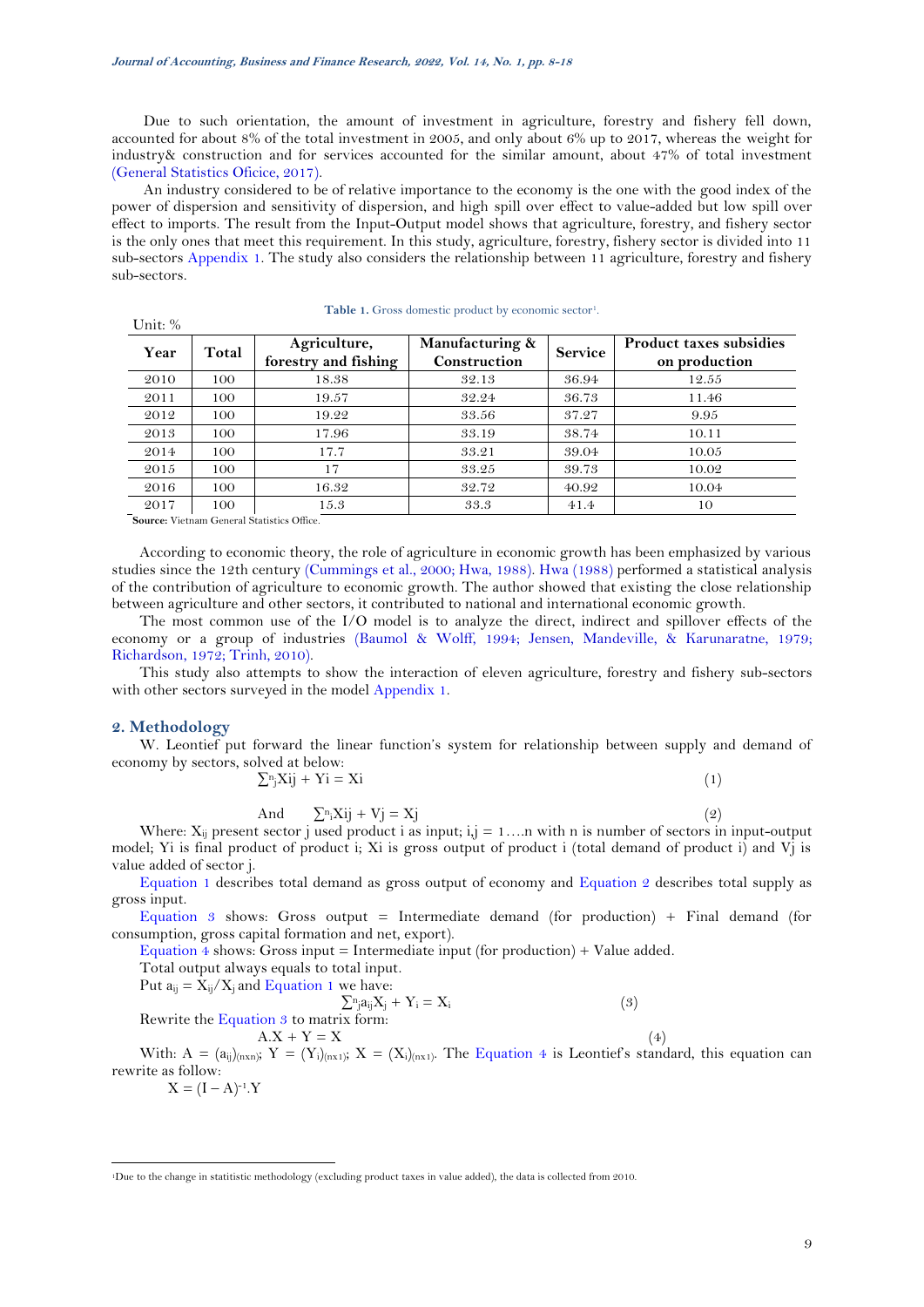Due to such orientation, the amount of investment in agriculture, forestry and fishery fell down, accounted for about 8% of the total investment in 2005, and only about 6% up to 2017, whereas the weight for industry& construction and for services accounted for the similar amount, about 47% of total investment (General Statistics Oficice, 2017).

An industry considered to be of relative importance to the economy is the one with the good index of the power of dispersion and sensitivity of dispersion, and high spill over effect to value-added but low spill over effect to imports. The result from the Input-Output model shows that agriculture, forestry, and fishery sector is the only ones that meet this requirement. In this study, agriculture, forestry, fishery sector is divided into 11 sub-sectors Appendix 1. The study also considers the relationship between 11 agriculture, forestry and fishery sub-sectors.

**Table 1.** Gross domestic product by economic sector[1].

Unit: %

| Year | Total | Agriculture, forestry and fishing | Manufacturing & Construction | Service | Product taxes subsidies on production |
|---|---|---|---|---|---|
| 2010 | 100 | 18.38 | 32.13 | 36.94 | 12.55 |
| 2011 | 100 | 19.57 | 32.24 | 36.73 | 11.46 |
| 2012 | 100 | 19.22 | 33.56 | 37.27 | 9.95 |
| 2013 | 100 | 17.96 | 33.19 | 38.74 | 10.11 |
| 2014 | 100 | 17.7 | 33.21 | 39.04 | 10.05 |
| 2015 | 100 | 17 | 33.25 | 39.73 | 10.02 |
| 2016 | 100 | 16.32 | 32.72 | 40.92 | 10.04 |
| 2017 | 100 | 15.3 | 33.3 | 41.4 | 10 |

**Source:** Vietnam General Statistics Office.

According to economic theory, the role of agriculture in economic growth has been emphasized by various studies since the 12th century (Cummings et al., 2000; Hwa, 1988). Hwa (1988) performed a statistical analysis of the contribution of agriculture to economic growth. The author showed that existing the close relationship between agriculture and other sectors, it contributed to national and international economic growth.

The most common use of the I/O model is to analyze the direct, indirect and spillover effects of the economy or a group of industries (Baumol & Wolff, 1994; Jensen, Mandeville, & Karunaratne, 1979; Richardson, 1972; Trinh, 2010).

This study also attempts to show the interaction of eleven agriculture, forestry and fishery sub-sectors with other sectors surveyed in the model Appendix 1.

## 2. Methodology

W. Leontief put forward the linear function's system for relationship between supply and demand of economy by sectors, solved at below:

$$\sum_{j}^{n} X_{ij} + Y_i = X_i \tag{1}$$

And

$$\sum_{i}^{n} X_{ij} + V_j = X_j \tag{2}$$

Where: $X_{ij}$ present sector j used product i as input; i,j = 1….n with n is number of sectors in input-output model; Yi is final product of product i; Xi is gross output of product i (total demand of product i) and Vj is value added of sector j.

Equation 1 describes total demand as gross output of economy and Equation 2 describes total supply as gross input.

Equation 3 shows: Gross output = Intermediate demand (for production) + Final demand (for consumption, gross capital formation and net, export).

Equation 4 shows: Gross input = Intermediate input (for production) + Value added.

Total output always equals to total input.

Put $a_{ij} = X_{ij}/X_j$ and Equation 1 we have:

$$\sum_{j}^{n} a_{ij} X_j + Y_i = X_i \tag{3}$$

Rewrite the Equation 3 to matrix form:

$$A.X + Y = X \tag{4}$$

With: $A = (a_{ij})_{(n \times n)}$; $Y = (Y_i)_{(n \times 1)}$; $X = (X_i)_{(n \times 1)}$. The Equation 4 is Leontief's standard, this equation can rewrite as follow:

$$X = (I - A)^{-1}.Y$$

[1] Due to the change in statitistic methodology (excluding product taxes in value added), the data is collected from 2010.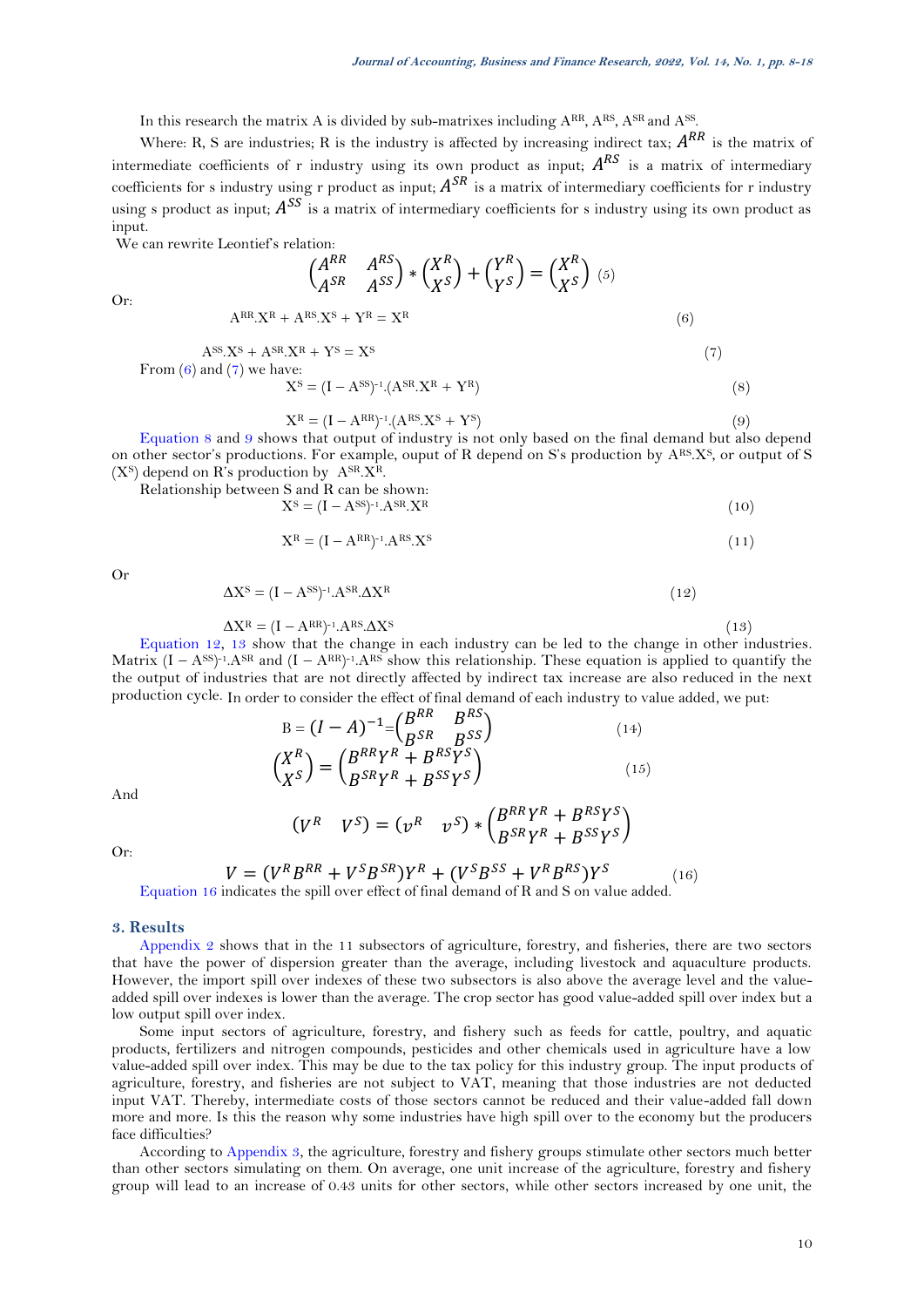In this research the matrix A is divided by sub-matrixes including $A^{RR}$, $A^{RS}$, $A^{SR}$ and $A^{SS}$.

Where: R, S are industries; R is the industry is affected by increasing indirect tax; $A^{RR}$ is the matrix of intermediate coefficients of r industry using its own product as input; $A^{RS}$ is a matrix of intermediary coefficients for s industry using r product as input; $A^{SR}$ is a matrix of intermediary coefficients for r industry using s product as input; $A^{SS}$ is a matrix of intermediary coefficients for s industry using its own product as input.

We can rewrite Leontief's relation:

$$\begin{pmatrix} A^{RR} & A^{RS} \\ A^{SR} & A^{SS} \end{pmatrix} * \begin{pmatrix} X^{R} \\ X^{S} \end{pmatrix} + \begin{pmatrix} Y^{R} \\ Y^{S} \end{pmatrix} = \begin{pmatrix} X^{R} \\ X^{S} \end{pmatrix} \quad (5)$$

Or:

$$A^{RR}.X^{R} + A^{RS}.X^{S} + Y^{R} = X^{R} \quad (6)$$

$$A^{SS}.X^{S} + A^{SR}.X^{R} + Y^{S} = X^{S} \quad (7)$$

From (6) and (7) we have:

$$X^{S} = (I - A^{SS})^{-1}.(A^{SR}.X^{R} + Y^{R}) \quad (8)$$

$$X^{R} = (I - A^{RR})^{-1}.(A^{RS}.X^{S} + Y^{S}) \quad (9)$$

Equation 8 and 9 shows that output of industry is not only based on the final demand but also depend on other sector's productions. For example, ouput of R depend on S's production by $A^{RS}.X^{S}$, or output of S ($X^{S}$) depend on R's production by $A^{SR}.X^{R}$.

Relationship between S and R can be shown:

$$X^{S} = (I - A^{SS})^{-1}.A^{SR}.X^{R} \quad (10)$$

$$X^{R} = (I - A^{RR})^{-1}.A^{RS}.X^{S} \quad (11)$$

Or

$$\Delta X^{S} = (I - A^{SS})^{-1}.A^{SR}.\Delta X^{R} \quad (12)$$

$$\Delta X^{R} = (I - A^{RR})^{-1}.A^{RS}.\Delta X^{S} \quad (13)$$

Equation 12, 13 show that the change in each industry can be led to the change in other industries. Matrix $(I - A^{SS})^{-1}.A^{SR}$ and $(I - A^{RR})^{-1}.A^{RS}$ show this relationship. These equation is applied to quantify the the output of industries that are not directly affected by indirect tax increase are also reduced in the next production cycle. In order to consider the effect of final demand of each industry to value added, we put:

$$B = (I - A)^{-1} = \begin{pmatrix} B^{RR} & B^{RS} \\ B^{SR} & B^{SS} \end{pmatrix} \quad (14)$$

$$\begin{pmatrix} X^{R} \\ X^{S} \end{pmatrix} = \begin{pmatrix} B^{RR}Y^{R} + B^{RS}Y^{S} \\ B^{SR}Y^{R} + B^{SS}Y^{S} \end{pmatrix} \quad (15)$$

And

$$\begin{pmatrix} V^{R} & V^{S} \end{pmatrix} = \begin{pmatrix} v^{R} & v^{S} \end{pmatrix} * \begin{pmatrix} B^{RR}Y^{R} + B^{RS}Y^{S} \\ B^{SR}Y^{R} + B^{SS}Y^{S} \end{pmatrix}$$

Or:

$$V = (V^{R}B^{RR} + V^{S}B^{SR})Y^{R} + (V^{S}B^{SS} + V^{R}B^{RS})Y^{S} \quad (16)$$

Equation 16 indicates the spill over effect of final demand of R and S on value added.

## 3. Results

Appendix 2 shows that in the 11 subsectors of agriculture, forestry, and fisheries, there are two sectors that have the power of dispersion greater than the average, including livestock and aquaculture products. However, the import spill over indexes of these two subsectors is also above the average level and the value-added spill over indexes is lower than the average. The crop sector has good value-added spill over index but a low output spill over index.

Some input sectors of agriculture, forestry, and fishery such as feeds for cattle, poultry, and aquatic products, fertilizers and nitrogen compounds, pesticides and other chemicals used in agriculture have a low value-added spill over index. This may be due to the tax policy for this industry group. The input products of agriculture, forestry, and fisheries are not subject to VAT, meaning that those industries are not deducted input VAT. Thereby, intermediate costs of those sectors cannot be reduced and their value-added fall down more and more. Is this the reason why some industries have high spill over to the economy but the producers face difficulties?

According to Appendix 3, the agriculture, forestry and fishery groups stimulate other sectors much better than other sectors simulating on them. On average, one unit increase of the agriculture, forestry and fishery group will lead to an increase of 0.43 units for other sectors, while other sectors increased by one unit, the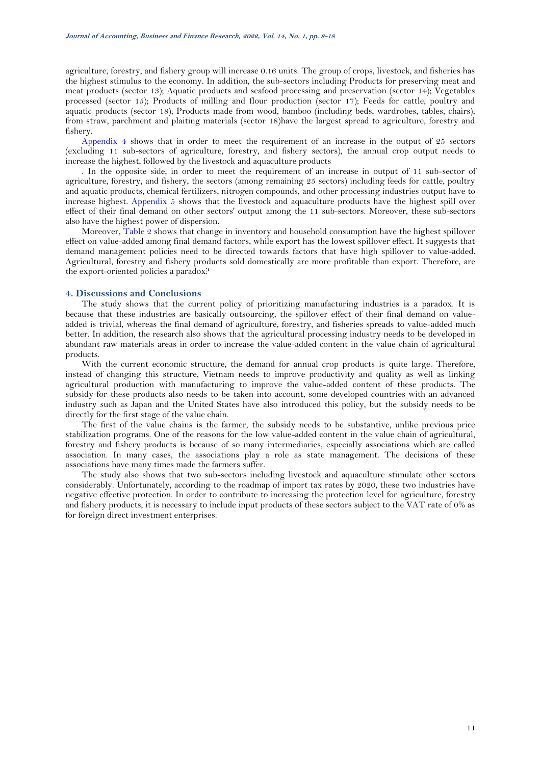agriculture, forestry, and fishery group will increase 0.16 units. The group of crops, livestock, and fisheries has the highest stimulus to the economy. In addition, the sub-sectors including Products for preserving meat and meat products (sector 13); Aquatic products and seafood processing and preservation (sector 14); Vegetables processed (sector 15); Products of milling and flour production (sector 17); Feeds for cattle, poultry and aquatic products (sector 18); Products made from wood, bamboo (including beds, wardrobes, tables, chairs); from straw, parchment and plaiting materials (sector 18)have the largest spread to agriculture, forestry and fishery.

Appendix 4 shows that in order to meet the requirement of an increase in the output of 25 sectors (excluding 11 sub-sectors of agriculture, forestry, and fishery sectors), the annual crop output needs to increase the highest, followed by the livestock and aquaculture products

. In the opposite side, in order to meet the requirement of an increase in output of 11 sub-sector of agriculture, forestry, and fishery, the sectors (among remaining 25 sectors) including feeds for cattle, poultry and aquatic products, chemical fertilizers, nitrogen compounds, and other processing industries output have to increase highest. Appendix 5 shows that the livestock and aquaculture products have the highest spill over effect of their final demand on other sectors' output among the 11 sub-sectors. Moreover, these sub-sectors also have the highest power of dispersion.

Moreover, Table 2 shows that change in inventory and household consumption have the highest spillover effect on value-added among final demand factors, while export has the lowest spillover effect. It suggests that demand management policies need to be directed towards factors that have high spillover to value-added. Agricultural, forestry and fishery products sold domestically are more profitable than export. Therefore, are the export-oriented policies a paradox?

## 4. Discussions and Conclusions

The study shows that the current policy of prioritizing manufacturing industries is a paradox. It is because that these industries are basically outsourcing, the spillover effect of their final demand on value-added is trivial, whereas the final demand of agriculture, forestry, and fisheries spreads to value-added much better. In addition, the research also shows that the agricultural processing industry needs to be developed in abundant raw materials areas in order to increase the value-added content in the value chain of agricultural products.

With the current economic structure, the demand for annual crop products is quite large. Therefore, instead of changing this structure, Vietnam needs to improve productivity and quality as well as linking agricultural production with manufacturing to improve the value-added content of these products. The subsidy for these products also needs to be taken into account, some developed countries with an advanced industry such as Japan and the United States have also introduced this policy, but the subsidy needs to be directly for the first stage of the value chain.

The first of the value chains is the farmer, the subsidy needs to be substantive, unlike previous price stabilization programs. One of the reasons for the low value-added content in the value chain of agricultural, forestry and fishery products is because of so many intermediaries, especially associations which are called association. In many cases, the associations play a role as state management. The decisions of these associations have many times made the farmers suffer.

The study also shows that two sub-sectors including livestock and aquaculture stimulate other sectors considerably. Unfortunately, according to the roadmap of import tax rates by 2020, these two industries have negative effective protection. In order to contribute to increasing the protection level for agriculture, forestry and fishery products, it is necessary to include input products of these sectors subject to the VAT rate of 0% as for foreign direct investment enterprises.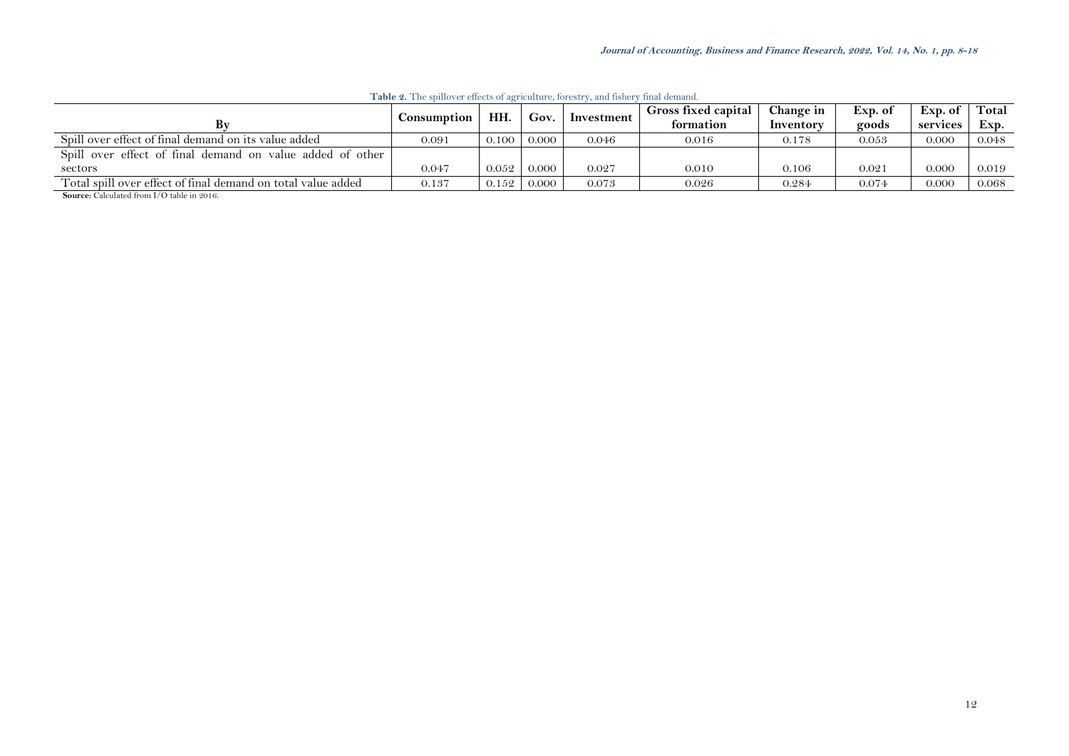**Table 2.** The spillover effects of agriculture, forestry, and fishery final demand.

| By | Consumption | HH. | Gov. | Investment | Gross fixed capital formation | Change in Inventory | Exp. of goods | Exp. of services | Total Exp. |
|---|---|---|---|---|---|---|---|---|---|
| Spill over effect of final demand on its value added | 0.091 | 0.100 | 0.000 | 0.046 | 0.016 | 0.178 | 0.053 | 0.000 | 0.048 |
| Spill over effect of final demand on value added of other sectors | 0.047 | 0.052 | 0.000 | 0.027 | 0.010 | 0.106 | 0.021 | 0.000 | 0.019 |
| Total spill over effect of final demand on total value added | 0.137 | 0.152 | 0.000 | 0.073 | 0.026 | 0.284 | 0.074 | 0.000 | 0.068 |

**Source:** Calculated from I/O table in 2016.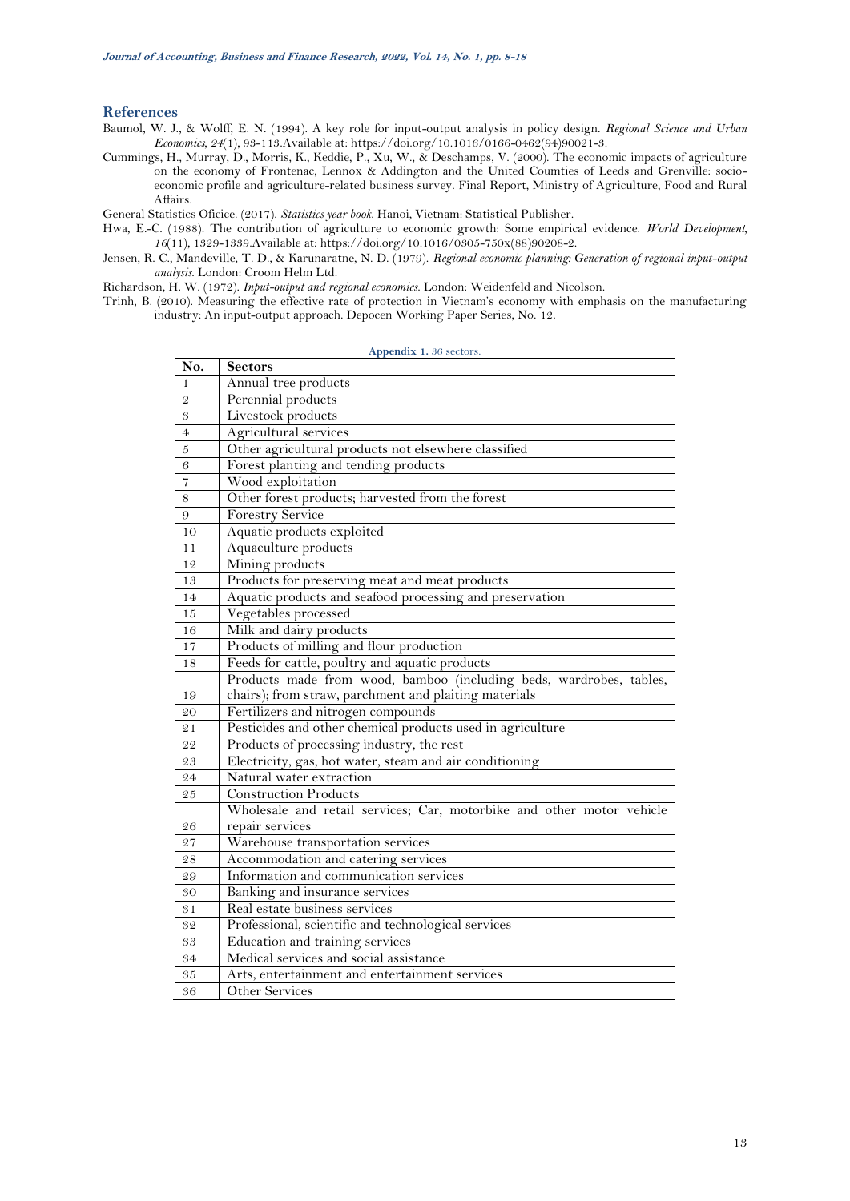## References

Baumol, W. J., & Wolff, E. N. (1994). A key role for input-output analysis in policy design. *Regional Science and Urban Economics, 24*(1), 93-113.Available at: https://doi.org/10.1016/0166-0462(94)90021-3.

Cummings, H., Murray, D., Morris, K., Keddie, P., Xu, W., & Deschamps, V. (2000). The economic impacts of agriculture on the economy of Frontenac, Lennox & Addington and the United Coumties of Leeds and Grenville: socio-economic profile and agriculture-related business survey. Final Report, Ministry of Agriculture, Food and Rural Affairs.

General Statistics Oficice. (2017). *Statistics year book*. Hanoi, Vietnam: Statistical Publisher.

Hwa, E.-C. (1988). The contribution of agriculture to economic growth: Some empirical evidence. *World Development, 16*(11), 1329-1339.Available at: https://doi.org/10.1016/0305-750x(88)90208-2.

Jensen, R. C., Mandeville, T. D., & Karunaratne, N. D. (1979). *Regional economic planning: Generation of regional input-output analysis*. London: Croom Helm Ltd.

Richardson, H. W. (1972). *Input-output and regional economics*. London: Weidenfeld and Nicolson.

Trinh, B. (2010). Measuring the effective rate of protection in Vietnam's economy with emphasis on the manufacturing industry: An input-output approach. Depocen Working Paper Series, No. 12.

**Appendix 1.** 36 sectors.

| No. | Sectors |
|---|---|
| 1 | Annual tree products |
| 2 | Perennial products |
| 3 | Livestock products |
| 4 | Agricultural services |
| 5 | Other agricultural products not elsewhere classified |
| 6 | Forest planting and tending products |
| 7 | Wood exploitation |
| 8 | Other forest products; harvested from the forest |
| 9 | Forestry Service |
| 10 | Aquatic products exploited |
| 11 | Aquaculture products |
| 12 | Mining products |
| 13 | Products for preserving meat and meat products |
| 14 | Aquatic products and seafood processing and preservation |
| 15 | Vegetables processed |
| 16 | Milk and dairy products |
| 17 | Products of milling and flour production |
| 18 | Feeds for cattle, poultry and aquatic products |
| 19 | Products made from wood, bamboo (including beds, wardrobes, tables, chairs); from straw, parchment and plaiting materials |
| 20 | Fertilizers and nitrogen compounds |
| 21 | Pesticides and other chemical products used in agriculture |
| 22 | Products of processing industry, the rest |
| 23 | Electricity, gas, hot water, steam and air conditioning |
| 24 | Natural water extraction |
| 25 | Construction Products |
| 26 | Wholesale and retail services; Car, motorbike and other motor vehicle repair services |
| 27 | Warehouse transportation services |
| 28 | Accommodation and catering services |
| 29 | Information and communication services |
| 30 | Banking and insurance services |
| 31 | Real estate business services |
| 32 | Professional, scientific and technological services |
| 33 | Education and training services |
| 34 | Medical services and social assistance |
| 35 | Arts, entertainment and entertainment services |
| 36 | Other Services |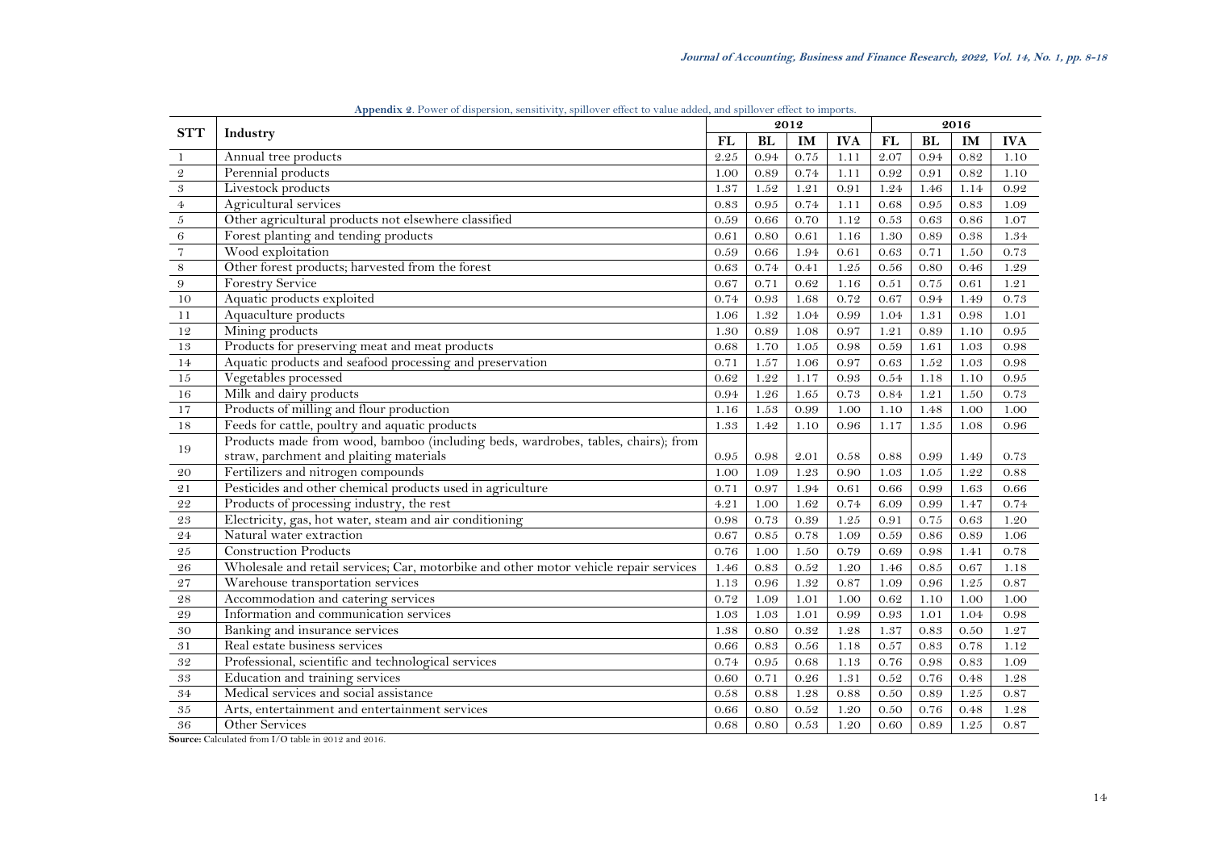**Appendix 2**. Power of dispersion, sensitivity, spillover effect to value added, and spillover effect to imports.

| STT | Industry | 2012 | | | | 2016 | | | |
|---|---|---|---|---|---|---|---|---|---|
| | | FL | BL | IM | IVA | FL | BL | IM | IVA |
| 1 | Annual tree products | 2.25 | 0.94 | 0.75 | 1.11 | 2.07 | 0.94 | 0.82 | 1.10 |
| 2 | Perennial products | 1.00 | 0.89 | 0.74 | 1.11 | 0.92 | 0.91 | 0.82 | 1.10 |
| 3 | Livestock products | 1.37 | 1.52 | 1.21 | 0.91 | 1.24 | 1.46 | 1.14 | 0.92 |
| 4 | Agricultural services | 0.83 | 0.95 | 0.74 | 1.11 | 0.68 | 0.95 | 0.83 | 1.09 |
| 5 | Other agricultural products not elsewhere classified | 0.59 | 0.66 | 0.70 | 1.12 | 0.53 | 0.63 | 0.86 | 1.07 |
| 6 | Forest planting and tending products | 0.61 | 0.80 | 0.61 | 1.16 | 1.30 | 0.89 | 0.38 | 1.34 |
| 7 | Wood exploitation | 0.59 | 0.66 | 1.94 | 0.61 | 0.63 | 0.71 | 1.50 | 0.73 |
| 8 | Other forest products; harvested from the forest | 0.63 | 0.74 | 0.41 | 1.25 | 0.56 | 0.80 | 0.46 | 1.29 |
| 9 | Forestry Service | 0.67 | 0.71 | 0.62 | 1.16 | 0.51 | 0.75 | 0.61 | 1.21 |
| 10 | Aquatic products exploited | 0.74 | 0.93 | 1.68 | 0.72 | 0.67 | 0.94 | 1.49 | 0.73 |
| 11 | Aquaculture products | 1.06 | 1.32 | 1.04 | 0.99 | 1.04 | 1.31 | 0.98 | 1.01 |
| 12 | Mining products | 1.30 | 0.89 | 1.08 | 0.97 | 1.21 | 0.89 | 1.10 | 0.95 |
| 13 | Products for preserving meat and meat products | 0.68 | 1.70 | 1.05 | 0.98 | 0.59 | 1.61 | 1.03 | 0.98 |
| 14 | Aquatic products and seafood processing and preservation | 0.71 | 1.57 | 1.06 | 0.97 | 0.63 | 1.52 | 1.03 | 0.98 |
| 15 | Vegetables processed | 0.62 | 1.22 | 1.17 | 0.93 | 0.54 | 1.18 | 1.10 | 0.95 |
| 16 | Milk and dairy products | 0.94 | 1.26 | 1.65 | 0.73 | 0.84 | 1.21 | 1.50 | 0.73 |
| 17 | Products of milling and flour production | 1.16 | 1.53 | 0.99 | 1.00 | 1.10 | 1.48 | 1.00 | 1.00 |
| 18 | Feeds for cattle, poultry and aquatic products | 1.33 | 1.42 | 1.10 | 0.96 | 1.17 | 1.35 | 1.08 | 0.96 |
| 19 | Products made from wood, bamboo (including beds, wardrobes, tables, chairs); from straw, parchment and plaiting materials | 0.95 | 0.98 | 2.01 | 0.58 | 0.88 | 0.99 | 1.49 | 0.73 |
| 20 | Fertilizers and nitrogen compounds | 1.00 | 1.09 | 1.23 | 0.90 | 1.03 | 1.05 | 1.22 | 0.88 |
| 21 | Pesticides and other chemical products used in agriculture | 0.71 | 0.97 | 1.94 | 0.61 | 0.66 | 0.99 | 1.63 | 0.66 |
| 22 | Products of processing industry, the rest | 4.21 | 1.00 | 1.62 | 0.74 | 6.09 | 0.99 | 1.47 | 0.74 |
| 23 | Electricity, gas, hot water, steam and air conditioning | 0.98 | 0.73 | 0.39 | 1.25 | 0.91 | 0.75 | 0.63 | 1.20 |
| 24 | Natural water extraction | 0.67 | 0.85 | 0.78 | 1.09 | 0.59 | 0.86 | 0.89 | 1.06 |
| 25 | Construction Products | 0.76 | 1.00 | 1.50 | 0.79 | 0.69 | 0.98 | 1.41 | 0.78 |
| 26 | Wholesale and retail services; Car, motorbike and other motor vehicle repair services | 1.46 | 0.83 | 0.52 | 1.20 | 1.46 | 0.85 | 0.67 | 1.18 |
| 27 | Warehouse transportation services | 1.13 | 0.96 | 1.32 | 0.87 | 1.09 | 0.96 | 1.25 | 0.87 |
| 28 | Accommodation and catering services | 0.72 | 1.09 | 1.01 | 1.00 | 0.62 | 1.10 | 1.00 | 1.00 |
| 29 | Information and communication services | 1.03 | 1.03 | 1.01 | 0.99 | 0.93 | 1.01 | 1.04 | 0.98 |
| 30 | Banking and insurance services | 1.38 | 0.80 | 0.32 | 1.28 | 1.37 | 0.83 | 0.50 | 1.27 |
| 31 | Real estate business services | 0.66 | 0.83 | 0.56 | 1.18 | 0.57 | 0.83 | 0.78 | 1.12 |
| 32 | Professional, scientific and technological services | 0.74 | 0.95 | 0.68 | 1.13 | 0.76 | 0.98 | 0.83 | 1.09 |
| 33 | Education and training services | 0.60 | 0.71 | 0.26 | 1.31 | 0.52 | 0.76 | 0.48 | 1.28 |
| 34 | Medical services and social assistance | 0.58 | 0.88 | 1.28 | 0.88 | 0.50 | 0.89 | 1.25 | 0.87 |
| 35 | Arts, entertainment and entertainment services | 0.66 | 0.80 | 0.52 | 1.20 | 0.50 | 0.76 | 0.48 | 1.28 |
| 36 | Other Services | 0.68 | 0.80 | 0.53 | 1.20 | 0.60 | 0.89 | 1.25 | 0.87 |

**Source:** Calculated from I/O table in 2012 and 2016.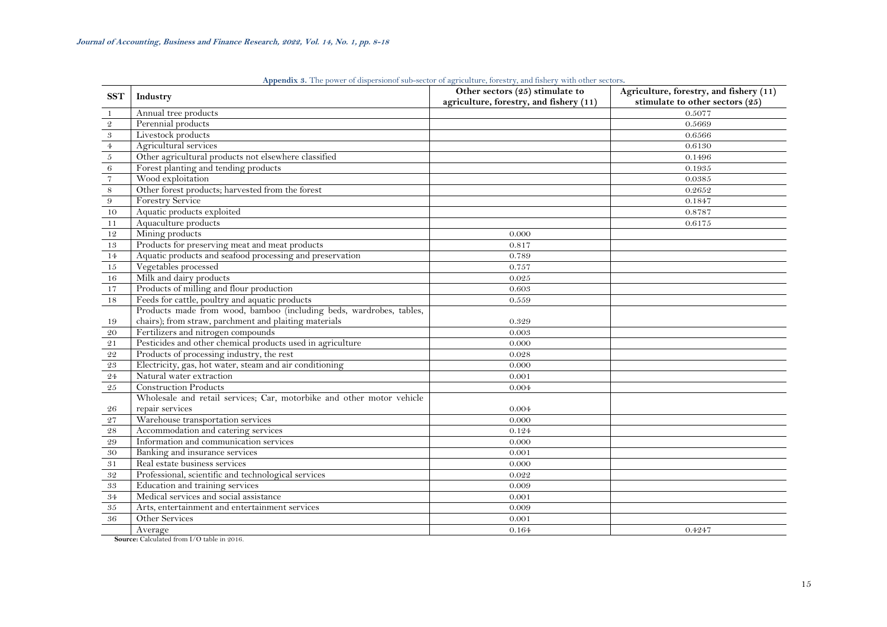**Appendix 3.** The power of dispersionof sub-sector of agriculture, forestry, and fishery with other sectors.

| SST | Industry | Other sectors (25) stimulate to agriculture, forestry, and fishery (11) | Agriculture, forestry, and fishery (11) stimulate to other sectors (25) |
|---|---|---|---|
| 1 | Annual tree products | | 0.5077 |
| 2 | Perennial products | | 0.5669 |
| 3 | Livestock products | | 0.6566 |
| 4 | Agricultural services | | 0.6130 |
| 5 | Other agricultural products not elsewhere classified | | 0.1496 |
| 6 | Forest planting and tending products | | 0.1935 |
| 7 | Wood exploitation | | 0.0385 |
| 8 | Other forest products; harvested from the forest | | 0.2652 |
| 9 | Forestry Service | | 0.1847 |
| 10 | Aquatic products exploited | | 0.8787 |
| 11 | Aquaculture products | | 0.6175 |
| 12 | Mining products | 0.000 | |
| 13 | Products for preserving meat and meat products | 0.817 | |
| 14 | Aquatic products and seafood processing and preservation | 0.789 | |
| 15 | Vegetables processed | 0.757 | |
| 16 | Milk and dairy products | 0.025 | |
| 17 | Products of milling and flour production | 0.603 | |
| 18 | Feeds for cattle, poultry and aquatic products | 0.559 | |
| 19 | Products made from wood, bamboo (including beds, wardrobes, tables, chairs); from straw, parchment and plaiting materials | 0.329 | |
| 20 | Fertilizers and nitrogen compounds | 0.003 | |
| 21 | Pesticides and other chemical products used in agriculture | 0.000 | |
| 22 | Products of processing industry, the rest | 0.028 | |
| 23 | Electricity, gas, hot water, steam and air conditioning | 0.000 | |
| 24 | Natural water extraction | 0.001 | |
| 25 | Construction Products | 0.004 | |
| 26 | Wholesale and retail services; Car, motorbike and other motor vehicle repair services | 0.004 | |
| 27 | Warehouse transportation services | 0.000 | |
| 28 | Accommodation and catering services | 0.124 | |
| 29 | Information and communication services | 0.000 | |
| 30 | Banking and insurance services | 0.001 | |
| 31 | Real estate business services | 0.000 | |
| 32 | Professional, scientific and technological services | 0.022 | |
| 33 | Education and training services | 0.009 | |
| 34 | Medical services and social assistance | 0.001 | |
| 35 | Arts, entertainment and entertainment services | 0.009 | |
| 36 | Other Services | 0.001 | |
| | Average | 0.164 | 0.4247 |

**Source:** Calculated from I/O table in 2016.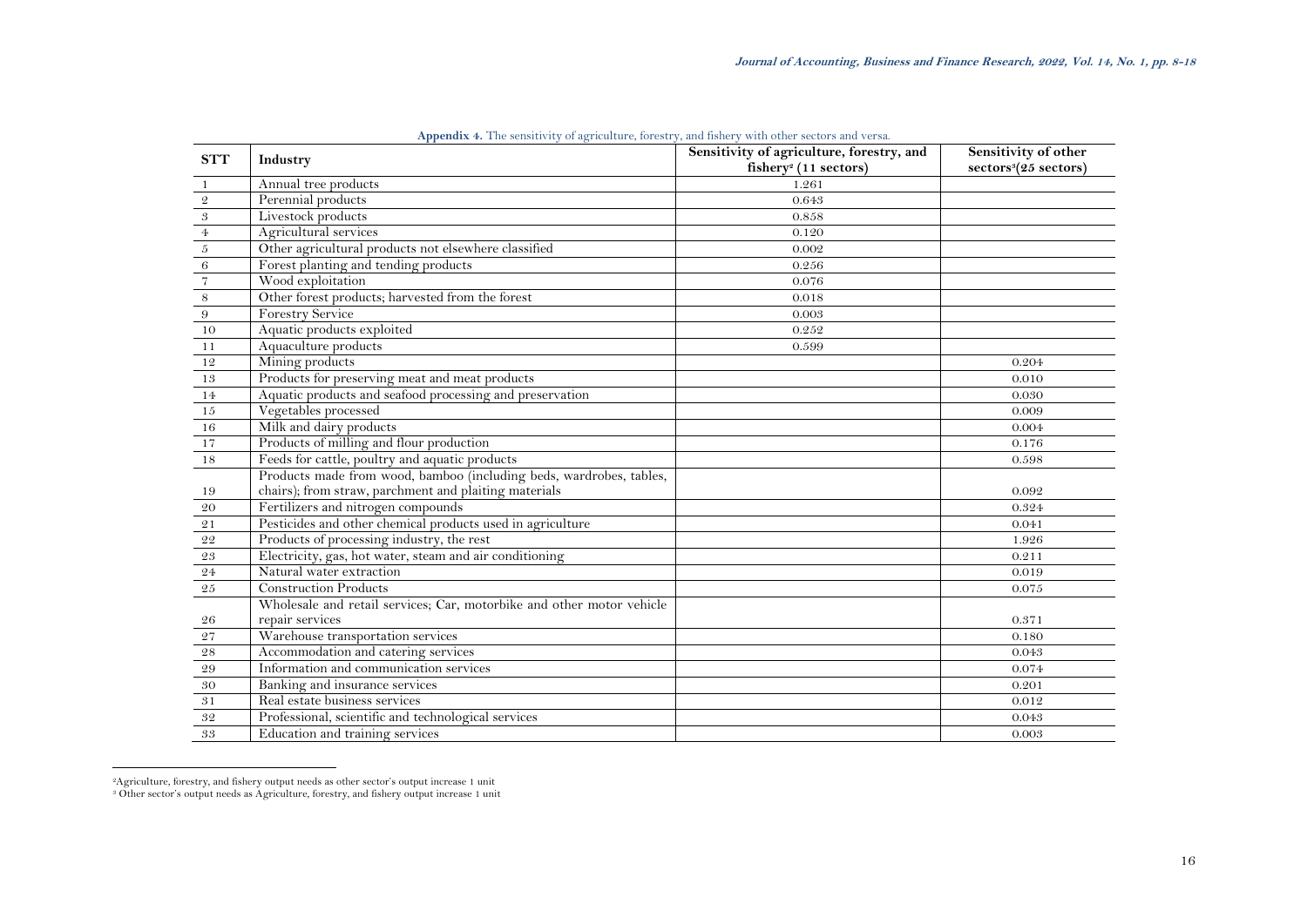**Appendix 4.** The sensitivity of agriculture, forestry, and fishery with other sectors and versa.

| STT | Industry | Sensitivity of agriculture, forestry, and fishery[2] (11 sectors) | Sensitivity of other sectors[3] (25 sectors) |
|---|---|---|---|
| 1 | Annual tree products | 1.261 | |
| 2 | Perennial products | 0.643 | |
| 3 | Livestock products | 0.858 | |
| 4 | Agricultural services | 0.120 | |
| 5 | Other agricultural products not elsewhere classified | 0.002 | |
| 6 | Forest planting and tending products | 0.256 | |
| 7 | Wood exploitation | 0.076 | |
| 8 | Other forest products; harvested from the forest | 0.018 | |
| 9 | Forestry Service | 0.003 | |
| 10 | Aquatic products exploited | 0.252 | |
| 11 | Aquaculture products | 0.599 | |
| 12 | Mining products | | 0.204 |
| 13 | Products for preserving meat and meat products | | 0.010 |
| 14 | Aquatic products and seafood processing and preservation | | 0.030 |
| 15 | Vegetables processed | | 0.009 |
| 16 | Milk and dairy products | | 0.004 |
| 17 | Products of milling and flour production | | 0.176 |
| 18 | Feeds for cattle, poultry and aquatic products | | 0.598 |
| 19 | Products made from wood, bamboo (including beds, wardrobes, tables, chairs); from straw, parchment and plaiting materials | | 0.092 |
| 20 | Fertilizers and nitrogen compounds | | 0.324 |
| 21 | Pesticides and other chemical products used in agriculture | | 0.041 |
| 22 | Products of processing industry, the rest | | 1.926 |
| 23 | Electricity, gas, hot water, steam and air conditioning | | 0.211 |
| 24 | Natural water extraction | | 0.019 |
| 25 | Construction Products | | 0.075 |
| 26 | Wholesale and retail services; Car, motorbike and other motor vehicle repair services | | 0.371 |
| 27 | Warehouse transportation services | | 0.180 |
| 28 | Accommodation and catering services | | 0.043 |
| 29 | Information and communication services | | 0.074 |
| 30 | Banking and insurance services | | 0.201 |
| 31 | Real estate business services | | 0.012 |
| 32 | Professional, scientific and technological services | | 0.043 |
| 33 | Education and training services | | 0.003 |

[2] Agriculture, forestry, and fishery output needs as other sector's output increase 1 unit

[3] Other sector's output needs as Agriculture, forestry, and fishery output increase 1 unit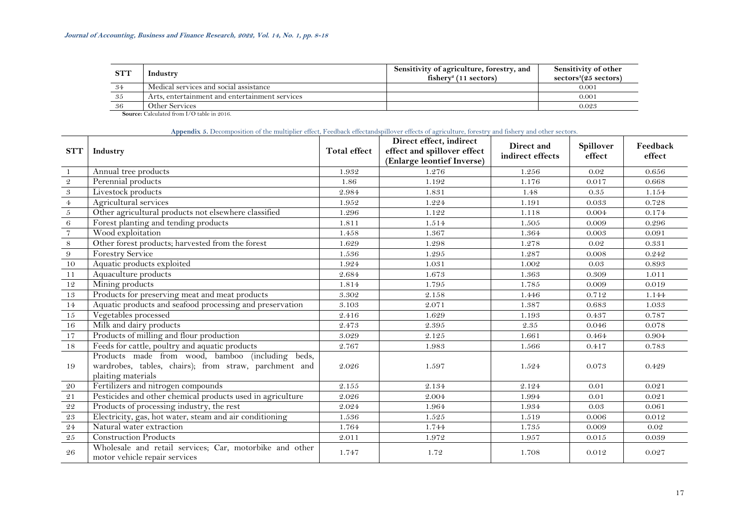| STT | Industry | Sensitivity of agriculture, forestry, and fishery[2] (11 sectors) | Sensitivity of other sectors[3] (25 sectors) |
|---|---|---|---|
| 34 | Medical services and social assistance | | 0.001 |
| 35 | Arts, entertainment and entertainment services | | 0.001 |
| 36 | Other Services | | 0.023 |

**Source:** Calculated from I/O table in 2016.

**Appendix 5.** Decomposition of the multiplier effect, Feedback effectandspillover effects of agriculture, forestry and fishery and other sectors.

| STT | Industry | Total effect | Direct effect, indirect effect and spillover effect (Enlarge leontief Inverse) | Direct and indirect effects | Spillover effect | Feedback effect |
|---|---|---|---|---|---|---|
| 1 | Annual tree products | 1.932 | 1.276 | 1.256 | 0.02 | 0.656 |
| 2 | Perennial products | 1.86 | 1.192 | 1.176 | 0.017 | 0.668 |
| 3 | Livestock products | 2.984 | 1.831 | 1.48 | 0.35 | 1.154 |
| 4 | Agricultural services | 1.952 | 1.224 | 1.191 | 0.033 | 0.728 |
| 5 | Other agricultural products not elsewhere classified | 1.296 | 1.122 | 1.118 | 0.004 | 0.174 |
| 6 | Forest planting and tending products | 1.811 | 1.514 | 1.505 | 0.009 | 0.296 |
| 7 | Wood exploitation | 1.458 | 1.367 | 1.364 | 0.003 | 0.091 |
| 8 | Other forest products; harvested from the forest | 1.629 | 1.298 | 1.278 | 0.02 | 0.331 |
| 9 | Forestry Service | 1.536 | 1.295 | 1.287 | 0.008 | 0.242 |
| 10 | Aquatic products exploited | 1.924 | 1.031 | 1.002 | 0.03 | 0.893 |
| 11 | Aquaculture products | 2.684 | 1.673 | 1.363 | 0.309 | 1.011 |
| 12 | Mining products | 1.814 | 1.795 | 1.785 | 0.009 | 0.019 |
| 13 | Products for preserving meat and meat products | 3.302 | 2.158 | 1.446 | 0.712 | 1.144 |
| 14 | Aquatic products and seafood processing and preservation | 3.103 | 2.071 | 1.387 | 0.683 | 1.033 |
| 15 | Vegetables processed | 2.416 | 1.629 | 1.193 | 0.437 | 0.787 |
| 16 | Milk and dairy products | 2.473 | 2.395 | 2.35 | 0.046 | 0.078 |
| 17 | Products of milling and flour production | 3.029 | 2.125 | 1.661 | 0.464 | 0.904 |
| 18 | Feeds for cattle, poultry and aquatic products | 2.767 | 1.983 | 1.566 | 0.417 | 0.783 |
| 19 | Products made from wood, bamboo (including beds, wardrobes, tables, chairs); from straw, parchment and plaiting materials | 2.026 | 1.597 | 1.524 | 0.073 | 0.429 |
| 20 | Fertilizers and nitrogen compounds | 2.155 | 2.134 | 2.124 | 0.01 | 0.021 |
| 21 | Pesticides and other chemical products used in agriculture | 2.026 | 2.004 | 1.994 | 0.01 | 0.021 |
| 22 | Products of processing industry, the rest | 2.024 | 1.964 | 1.934 | 0.03 | 0.061 |
| 23 | Electricity, gas, hot water, steam and air conditioning | 1.536 | 1.525 | 1.519 | 0.006 | 0.012 |
| 24 | Natural water extraction | 1.764 | 1.744 | 1.735 | 0.009 | 0.02 |
| 25 | Construction Products | 2.011 | 1.972 | 1.957 | 0.015 | 0.039 |
| 26 | Wholesale and retail services; Car, motorbike and other motor vehicle repair services | 1.747 | 1.72 | 1.708 | 0.012 | 0.027 |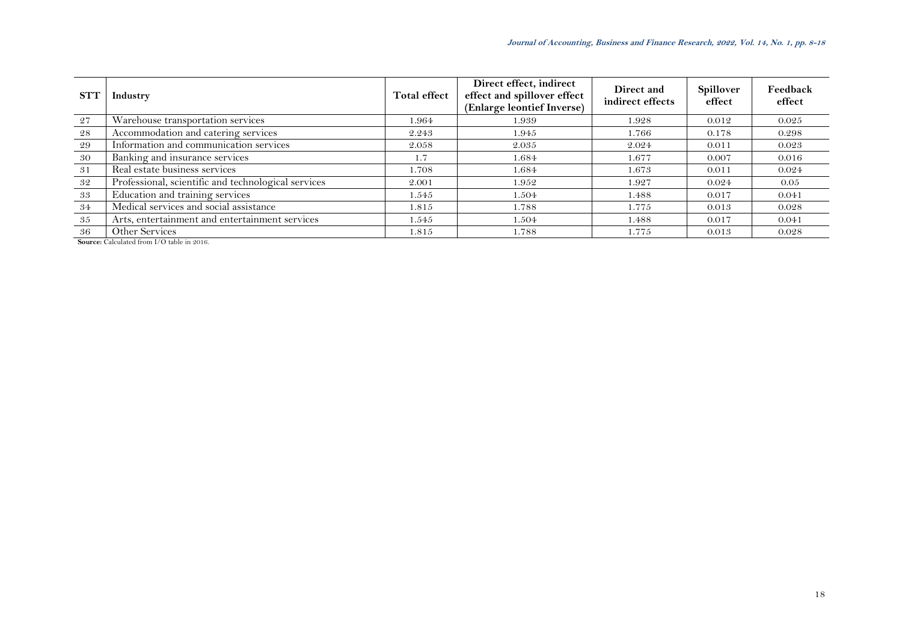| STT | Industry | Total effect | Direct effect, indirect effect and spillover effect (Enlarge leontief Inverse) | Direct and indirect effects | Spillover effect | Feedback effect |
|---|---|---|---|---|---|---|
| 27 | Warehouse transportation services | 1.964 | 1.939 | 1.928 | 0.012 | 0.025 |
| 28 | Accommodation and catering services | 2.243 | 1.945 | 1.766 | 0.178 | 0.298 |
| 29 | Information and communication services | 2.058 | 2.035 | 2.024 | 0.011 | 0.023 |
| 30 | Banking and insurance services | 1.7 | 1.684 | 1.677 | 0.007 | 0.016 |
| 31 | Real estate business services | 1.708 | 1.684 | 1.673 | 0.011 | 0.024 |
| 32 | Professional, scientific and technological services | 2.001 | 1.952 | 1.927 | 0.024 | 0.05 |
| 33 | Education and training services | 1.545 | 1.504 | 1.488 | 0.017 | 0.041 |
| 34 | Medical services and social assistance | 1.815 | 1.788 | 1.775 | 0.013 | 0.028 |
| 35 | Arts, entertainment and entertainment services | 1.545 | 1.504 | 1.488 | 0.017 | 0.041 |
| 36 | Other Services | 1.815 | 1.788 | 1.775 | 0.013 | 0.028 |

**Source:** Calculated from I/O table in 2016.